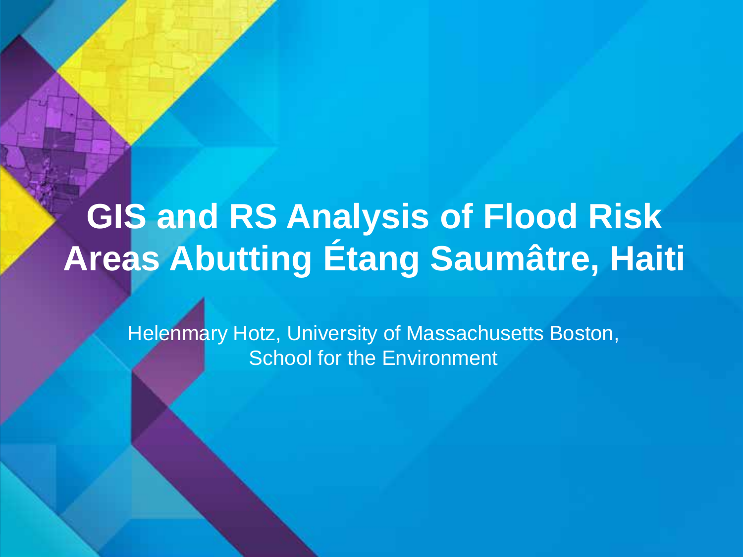# GIS and RS Analysis of Flood Risk Areas Abutting Étang Saumâtre, Haiti

Helenmary Hotz, University of Massachusetts Boston, School for the Environment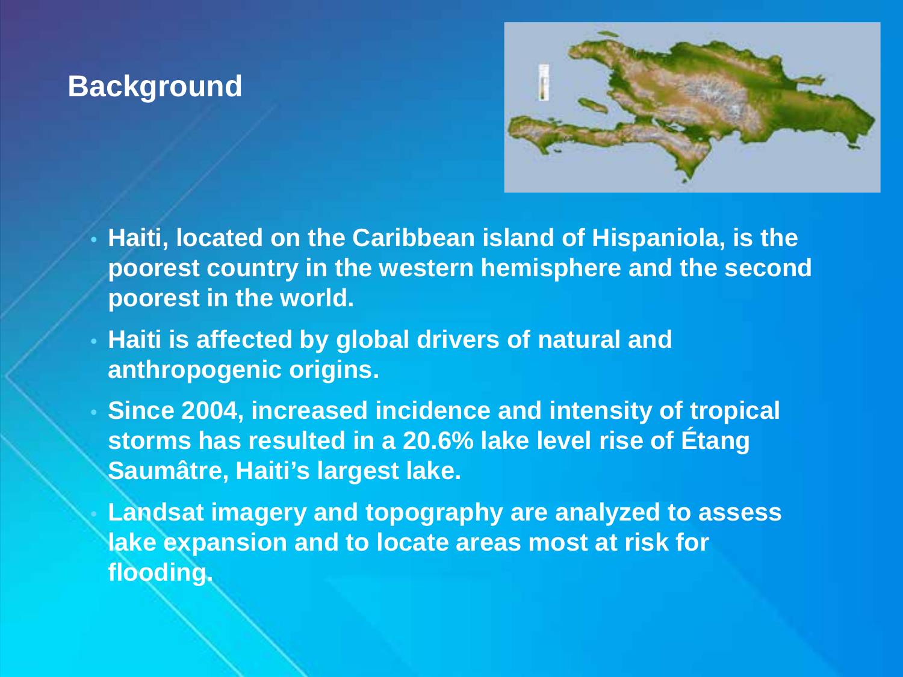## Background

- Haiti, located on the Caribbean island of Hispaniola, is the poorest country in the western hemisphere and the second poorest in the world.
- Haiti is affected by global drivers of natural and anthropogenic origins.
- Since 2004, increased incidence and intensity of tropical storms has resulted in a 20.6% lake level rise of Étang Saumâtre, Haiti's largest lake.
- Landsat imagery and topography are analyzed to assess lake expansion and to locate areas most at risk for flooding.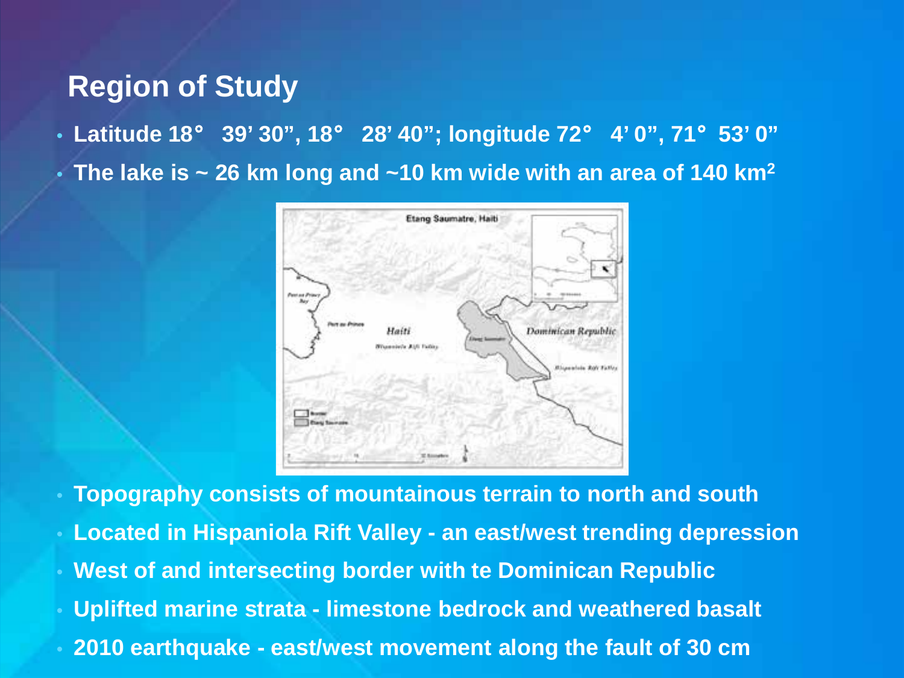## Region of Study

- Latitude 18° 39' 30", 18° 28' 40"; longitude 72° 4' 0", 71° 53' 0"
- The lake is ~ 26 km long and ~10 km wide with an area of 140 km$^2$
- Topography consists of mountainous terrain to north and south
- Located in Hispaniola Rift Valley - an east/west trending depression
- West of and intersecting border with te Dominican Republic
- Uplifted marine strata - limestone bedrock and weathered basalt
- 2010 earthquake - east/west movement along the fault of 30 cm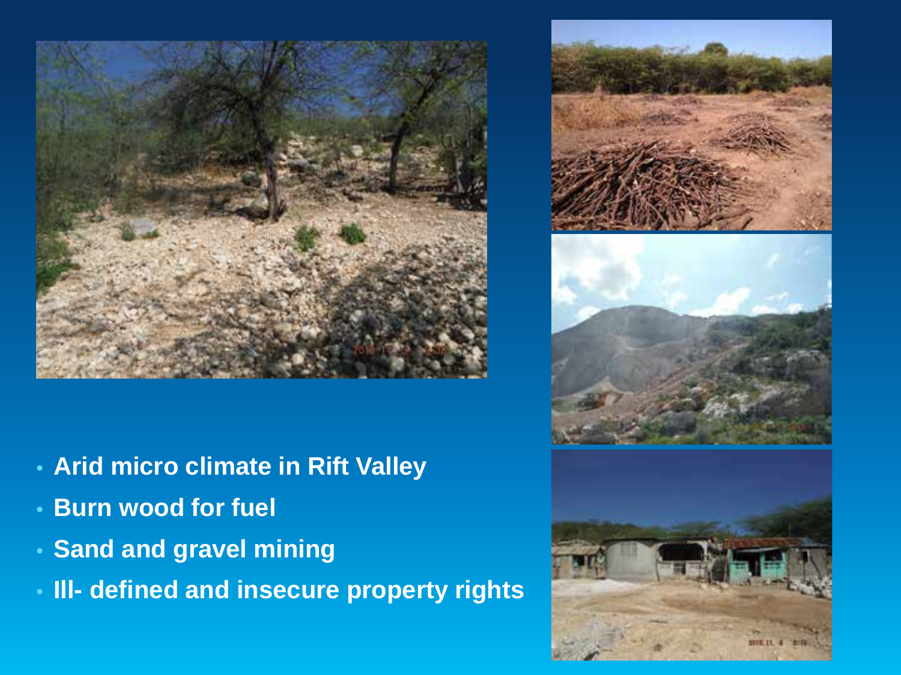- Arid micro climate in Rift Valley
- Burn wood for fuel
- Sand and gravel mining
- Ill- defined and insecure property rights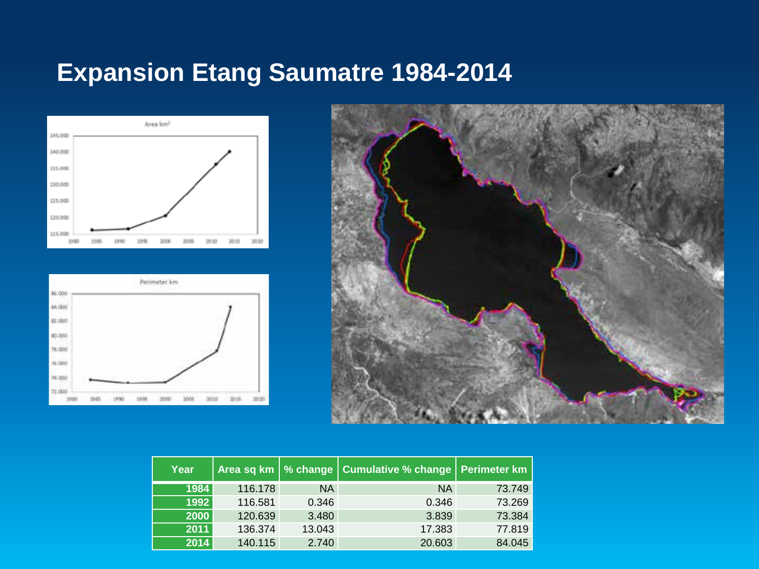# Expansion Etang Saumatre 1984-2014

| Year | Area sq km | % change | Cumulative % change | Perimeter km |
|---|---|---|---|---|
| 1984 | 116.178 | NA | NA | 73.749 |
| 1992 | 116.581 | 0.346 | 0.346 | 73.269 |
| 2000 | 120.639 | 3.480 | 3.839 | 73.384 |
| 2011 | 136.374 | 13.043 | 17.383 | 77.819 |
| 2014 | 140.115 | 2.740 | 20.603 | 84.045 |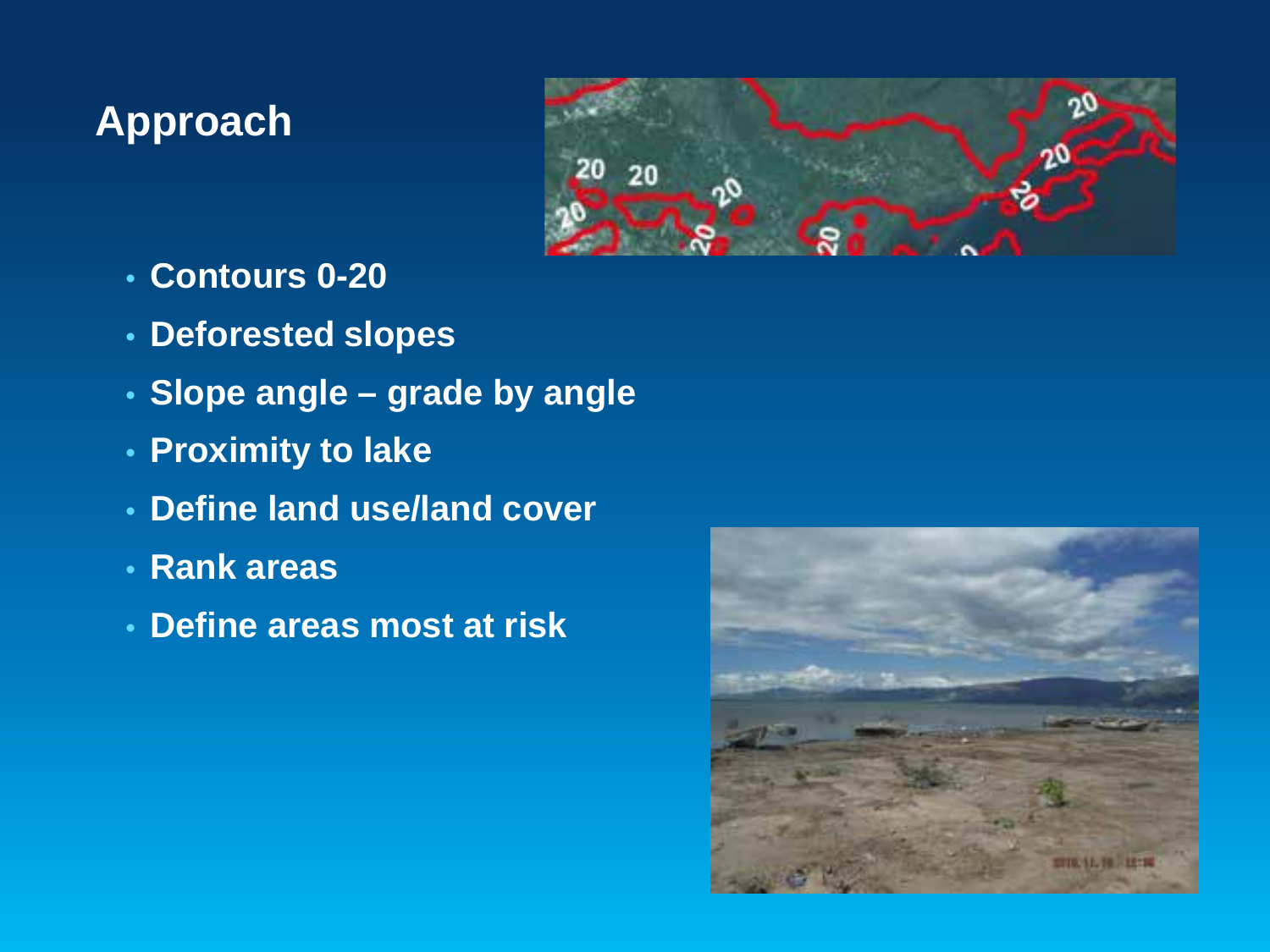## Approach

- Contours 0-20
- Deforested slopes
- Slope angle – grade by angle
- Proximity to lake
- Define land use/land cover
- Rank areas
- Define areas most at risk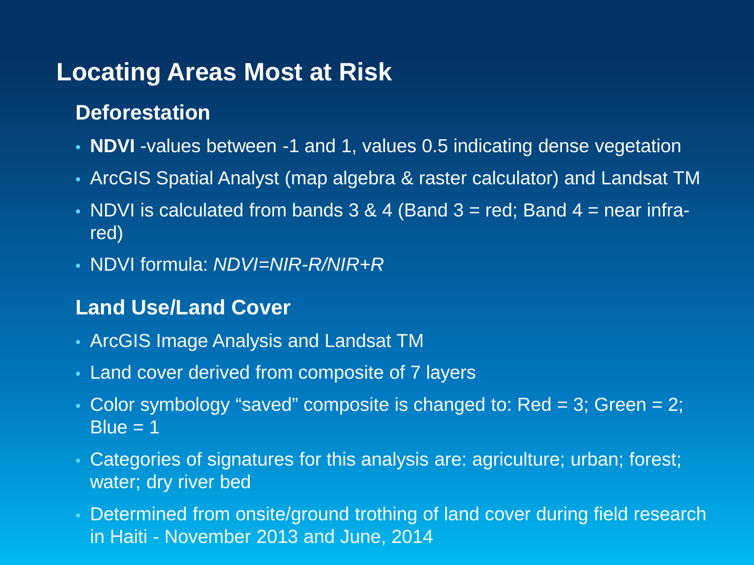# Locating Areas Most at Risk

## Deforestation

- **NDVI** -values between -1 and 1, values 0.5 indicating dense vegetation
- ArcGIS Spatial Analyst (map algebra & raster calculator) and Landsat TM
- NDVI is calculated from bands 3 & 4 (Band 3 = red; Band 4 = near infra-red)
- NDVI formula: $NDVI=NIR-R/NIR+R$

## Land Use/Land Cover

- ArcGIS Image Analysis and Landsat TM
- Land cover derived from composite of 7 layers
- Color symbology "saved" composite is changed to: Red = 3; Green = 2; Blue = 1
- Categories of signatures for this analysis are: agriculture; urban; forest; water; dry river bed
- Determined from onsite/ground trothing of land cover during field research in Haiti - November 2013 and June, 2014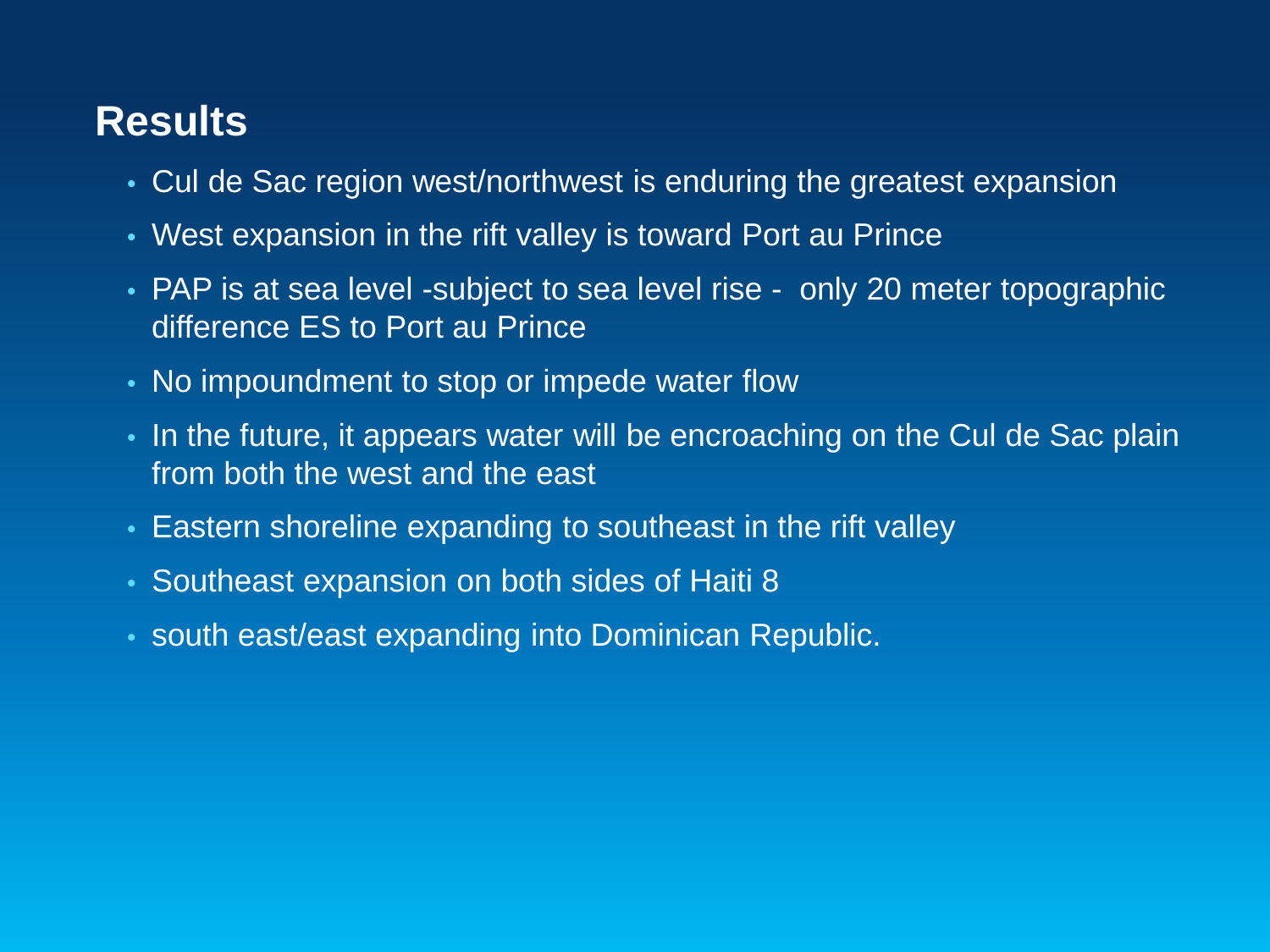## Results

- Cul de Sac region west/northwest is enduring the greatest expansion
- West expansion in the rift valley is toward Port au Prince
- PAP is at sea level -subject to sea level rise - only 20 meter topographic difference ES to Port au Prince
- No impoundment to stop or impede water flow
- In the future, it appears water will be encroaching on the Cul de Sac plain from both the west and the east
- Eastern shoreline expanding to southeast in the rift valley
- Southeast expansion on both sides of Haiti 8
- south east/east expanding into Dominican Republic.